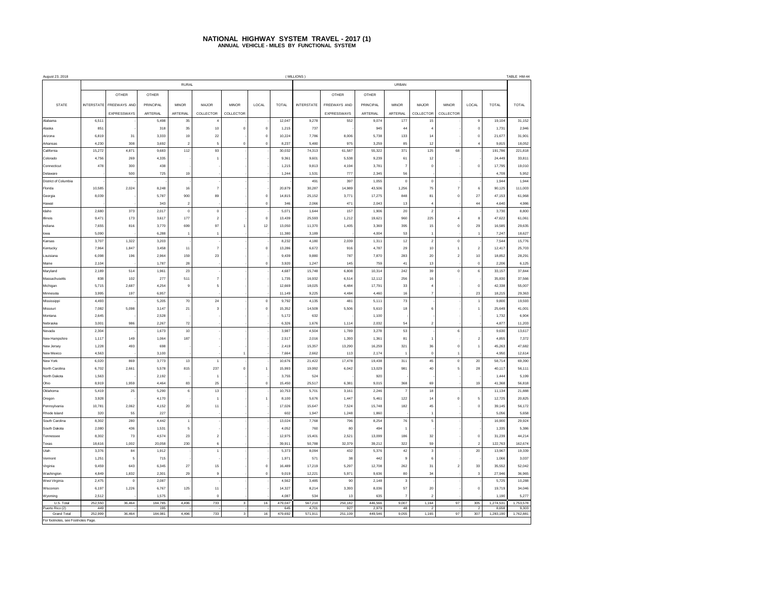# NATIONAL HIGHWAY SYSTEM TRAVEL - 2017 (1)

## ANNUAL VEHICLE - MILES BY FUNCTIONAL SYSTEM

August 23, 2018 (MILLIONS) TABLE HM-44

| STATE | RURAL | | | | | | | | URBAN | | | | | | | | TOTAL |
|---|---|---|---|---|---|---|---|---|---|---|---|---|---|---|---|---|---|
| | INTERSTATE | OTHER FREEWAYS AND EXPRESSWAYS | OTHER PRINCIPAL ARTERIAL | MINOR ARTERIAL | MAJOR COLLECTOR | MINOR COLLECTOR | LOCAL | TOTAL | INTERSTATE | OTHER FREEWAYS AND EXPRESSWAYS | OTHER PRINCIPAL ARTERIAL | MINOR ARTERIAL | MAJOR COLLECTOR | MINOR COLLECTOR | LOCAL | TOTAL | |
| Alabama | 6,511 | - | 5,498 | 35 | 4 | - | 0 | 12,047 | 9,278 | 552 | 9,074 | 177 | 15 | - | 9 | 19,104 | 31,152 |
| Alaska | 851 | - | 318 | 35 | 10 | 0 | 0 | 1,215 | 737 | - | 945 | 44 | 4 | - | 0 | 1,731 | 2,946 |
| Arizona | 6,819 | 31 | 3,333 | 19 | 22 | - | 0 | 10,224 | 7,786 | 8,006 | 5,738 | 133 | 14 | - | 0 | 21,677 | 31,901 |
| Arkansas | 4,230 | 308 | 3,692 | 2 | 5 | 0 | 0 | 8,237 | 5,480 | 975 | 3,259 | 85 | 12 | - | 4 | 9,815 | 18,052 |
| California | 15,272 | 4,871 | 9,683 | 112 | 93 | - | - | 30,032 | 74,313 | 61,587 | 55,322 | 371 | 125 | 68 | - | 191,786 | 221,818 |
| Colorado | 4,756 | 269 | 4,335 | - | 1 | - | - | 9,361 | 9,601 | 5,538 | 9,239 | 61 | 12 | - | - | 24,449 | 33,811 |
| Connecticut | 478 | 300 | 438 | - | - | - | - | 1,215 | 9,813 | 4,194 | 3,781 | 7 | 0 | - | 0 | 17,795 | 19,010 |
| Delaware | - | 500 | 725 | 19 | - | - | - | 1,244 | 1,531 | 777 | 2,345 | 56 | - | - | - | 4,709 | 5,952 |
| District of Columbia | - | - | - | - | - | - | - | - | 491 | 397 | 1,055 | 0 | 0 | - | - | 1,944 | 1,944 |
| Florida | 10,585 | 2,024 | 8,248 | 16 | 7 | - | - | 20,879 | 30,287 | 14,989 | 43,506 | 1,256 | 75 | 7 | 6 | 90,125 | 111,003 |
| Georgia | 8,039 | - | 5,787 | 900 | 89 | - | 0 | 14,815 | 25,152 | 3,771 | 17,275 | 848 | 81 | 0 | 27 | 47,153 | 61,968 |
| Hawaii | - | - | 343 | 2 | - | - | 0 | 346 | 2,066 | 471 | 2,043 | 13 | 4 | - | 44 | 4,640 | 4,986 |
| Idaho | 2,680 | 373 | 2,017 | 0 | 0 | - | - | 5,071 | 1,644 | 157 | 1,906 | 20 | 2 | - | - | 3,730 | 8,800 |
| Illinois | 9,471 | 173 | 3,617 | 177 | 2 | - | 0 | 13,439 | 25,593 | 1,212 | 19,621 | 960 | 225 | 4 | 8 | 47,622 | 61,061 |
| Indiana | 7,655 | 816 | 3,770 | 699 | 97 | 1 | 12 | 13,050 | 11,370 | 1,405 | 3,369 | 395 | 15 | 0 | 29 | 16,585 | 29,635 |
| Iowa | 5,090 | - | 6,288 | 1 | 1 | - | - | 11,380 | 3,189 | - | 4,004 | 53 | 1 | - | 1 | 7,247 | 18,627 |
| Kansas | 3,707 | 1,322 | 3,203 | - | - | - | - | 8,232 | 4,180 | 2,039 | 1,311 | 12 | 2 | 0 | - | 7,544 | 15,776 |
| Kentucky | 7,964 | 1,847 | 3,458 | 11 | 7 | - | 0 | 13,286 | 6,672 | 916 | 4,787 | 29 | 10 | 1 | 2 | 12,417 | 25,703 |
| Louisiana | 6,098 | 196 | 2,964 | 159 | 23 | - | - | 9,439 | 9,880 | 787 | 7,870 | 283 | 20 | 2 | 10 | 18,852 | 28,291 |
| Maine | 2,104 | - | 1,787 | 28 | - | - | 0 | 3,920 | 1,247 | 145 | 759 | 41 | 13 | - | 0 | 2,206 | 6,125 |
| Maryland | 2,189 | 514 | 1,961 | 23 | - | - | - | 4,687 | 15,748 | 6,808 | 10,314 | 242 | 39 | 0 | 6 | 33,157 | 37,844 |
| Massachusetts | 838 | 102 | 277 | 511 | 7 | - | - | 1,735 | 16,932 | 6,514 | 12,112 | 256 | 16 | - | - | 35,830 | 37,566 |
| Michigan | 5,715 | 2,687 | 4,254 | 9 | 5 | - | - | 12,669 | 18,025 | 6,484 | 17,791 | 33 | 4 | - | 0 | 42,338 | 55,007 |
| Minnesota | 3,995 | 197 | 6,957 | - | - | - | - | 11,149 | 9,225 | 4,484 | 4,460 | 16 | 7 | - | 23 | 18,215 | 29,363 |
| Mississippi | 4,493 | - | 5,205 | 70 | 24 | - | 0 | 9,792 | 4,135 | 481 | 5,111 | 73 | - | - | 1 | 9,800 | 19,593 |
| Missouri | 7,082 | 5,098 | 3,147 | 21 | 3 | - | 0 | 15,352 | 14,509 | 5,506 | 5,610 | 18 | 6 | - | 1 | 25,649 | 41,001 |
| Montana | 2,645 | - | 2,528 | - | - | - | - | 5,172 | 632 | - | 1,100 | - | - | - | - | 1,732 | 6,904 |
| Nebraska | 3,001 | 986 | 2,267 | 72 | - | - | - | 6,326 | 1,676 | 1,114 | 2,032 | 54 | 2 | - | - | 4,877 | 11,203 |
| Nevada | 2,304 | - | 1,673 | 10 | - | - | - | 3,987 | 4,504 | 1,789 | 3,278 | 53 | - | 6 | - | 9,630 | 13,617 |
| New Hampshire | 1,117 | 149 | 1,064 | 187 | - | - | - | 2,517 | 2,016 | 1,393 | 1,361 | 81 | 1 | - | 2 | 4,855 | 7,372 |
| New Jersey | 1,228 | 493 | 698 | - | - | - | - | 2,419 | 15,357 | 13,290 | 16,259 | 321 | 36 | 0 | 1 | 45,263 | 47,682 |
| New Mexico | 4,563 | - | 3,100 | - | - | 1 | - | 7,664 | 2,662 | 113 | 2,174 | 1 | 0 | 1 | - | 4,950 | 12,614 |
| New York | 6,020 | 869 | 3,773 | 13 | 1 | - | - | 10,676 | 21,422 | 17,478 | 19,438 | 311 | 45 | 0 | 20 | 58,714 | 69,390 |
| North Carolina | 6,702 | 2,661 | 5,578 | 815 | 237 | 0 | 1 | 15,993 | 19,992 | 6,042 | 13,029 | 981 | 40 | 5 | 28 | 40,117 | 56,111 |
| North Dakota | 1,563 | - | 2,192 | - | 1 | - | - | 3,755 | 524 | - | 920 | - | - | - | - | 1,444 | 5,199 |
| Ohio | 8,919 | 1,959 | 4,464 | 83 | 25 | - | 0 | 15,450 | 25,517 | 6,381 | 9,015 | 368 | 69 | - | 19 | 41,368 | 56,818 |
| Oklahoma | 5,419 | 25 | 5,290 | 6 | 13 | - | - | 10,753 | 5,701 | 3,161 | 2,246 | 7 | 18 | - | - | 11,134 | 21,888 |
| Oregon | 3,928 | - | 4,170 | - | 1 | - | 1 | 8,100 | 5,676 | 1,447 | 5,461 | 122 | 14 | 0 | 5 | 12,725 | 20,825 |
| Pennsylvania | 10,781 | 2,062 | 4,152 | 20 | 11 | - | - | 17,026 | 15,647 | 7,524 | 15,748 | 182 | 45 | - | 0 | 39,145 | 56,172 |
| Rhode Island | 320 | 55 | 227 | - | - | - | - | 602 | 1,947 | 1,248 | 1,860 | - | 1 | - | - | 5,056 | 5,658 |
| South Carolina | 8,302 | 280 | 4,442 | 1 | - | - | - | 13,024 | 7,768 | 796 | 8,254 | 76 | 5 | - | - | 16,900 | 29,924 |
| South Dakota | 2,080 | 436 | 1,531 | 5 | - | - | - | 4,052 | 760 | 80 | 494 | 1 | - | - | - | 1,335 | 5,386 |
| Tennessee | 8,302 | 73 | 4,574 | 23 | 2 | - | - | 12,975 | 15,401 | 2,521 | 13,099 | 186 | 32 | - | 0 | 31,239 | 44,214 |
| Texas | 18,616 | 1,002 | 20,058 | 230 | 6 | - | - | 39,911 | 50,788 | 32,379 | 39,212 | 322 | 59 | - | 2 | 122,763 | 162,674 |
| Utah | 3,376 | 84 | 1,912 | - | 1 | - | - | 5,373 | 8,094 | 432 | 5,376 | 42 | 3 | - | 20 | 13,967 | 19,339 |
| Vermont | 1,251 | 5 | 715 | - | - | - | - | 1,971 | 571 | 38 | 442 | 9 | 6 | - | - | 1,066 | 3,037 |
| Virginia | 9,459 | 643 | 6,345 | 27 | 15 | - | 0 | 16,489 | 17,219 | 5,297 | 12,708 | 262 | 31 | 2 | 33 | 35,552 | 52,042 |
| Washington | 4,849 | 1,832 | 2,301 | 29 | 9 | - | 0 | 9,019 | 12,221 | 5,971 | 9,636 | 80 | 34 | - | 3 | 27,946 | 36,965 |
| West Virginia | 2,475 | 0 | 2,087 | - | - | - | - | 4,562 | 3,485 | 90 | 2,148 | 3 | - | - | - | 5,725 | 10,288 |
| Wisconsin | 6,197 | 1,226 | 6,767 | 125 | 11 | - | - | 14,327 | 8,214 | 3,393 | 8,036 | 57 | 20 | - | 0 | 19,719 | 34,046 |
| Wyoming | 2,512 | - | 1,575 | - | 0 | - | - | 4,087 | 534 | 13 | 635 | 7 | 2 | - | - | 1,190 | 5,277 |
| U.S. Total | 252,550 | 36,464 | 184,785 | 4,496 | 733 | 3 | 16 | 479,047 | 567,210 | 250,182 | 446,566 | 9,007 | 1,164 | 97 | 305 | 1,274,531 | 1,753,578 |
| Puerto Rico (2) | 449 | - | 195 | - | - | - | - | 645 | 4,701 | 927 | 2,979 | 48 | 2 | - | 2 | 8,658 | 9,303 |
| Grand Total | 252,999 | 36,464 | 184,981 | 4,496 | 733 | 3 | 16 | 479,692 | 571,911 | 251,109 | 449,546 | 9,055 | 1,165 | 97 | 307 | 1,283,190 | 1,762,881 |

For footnotes, see Footnotes Page.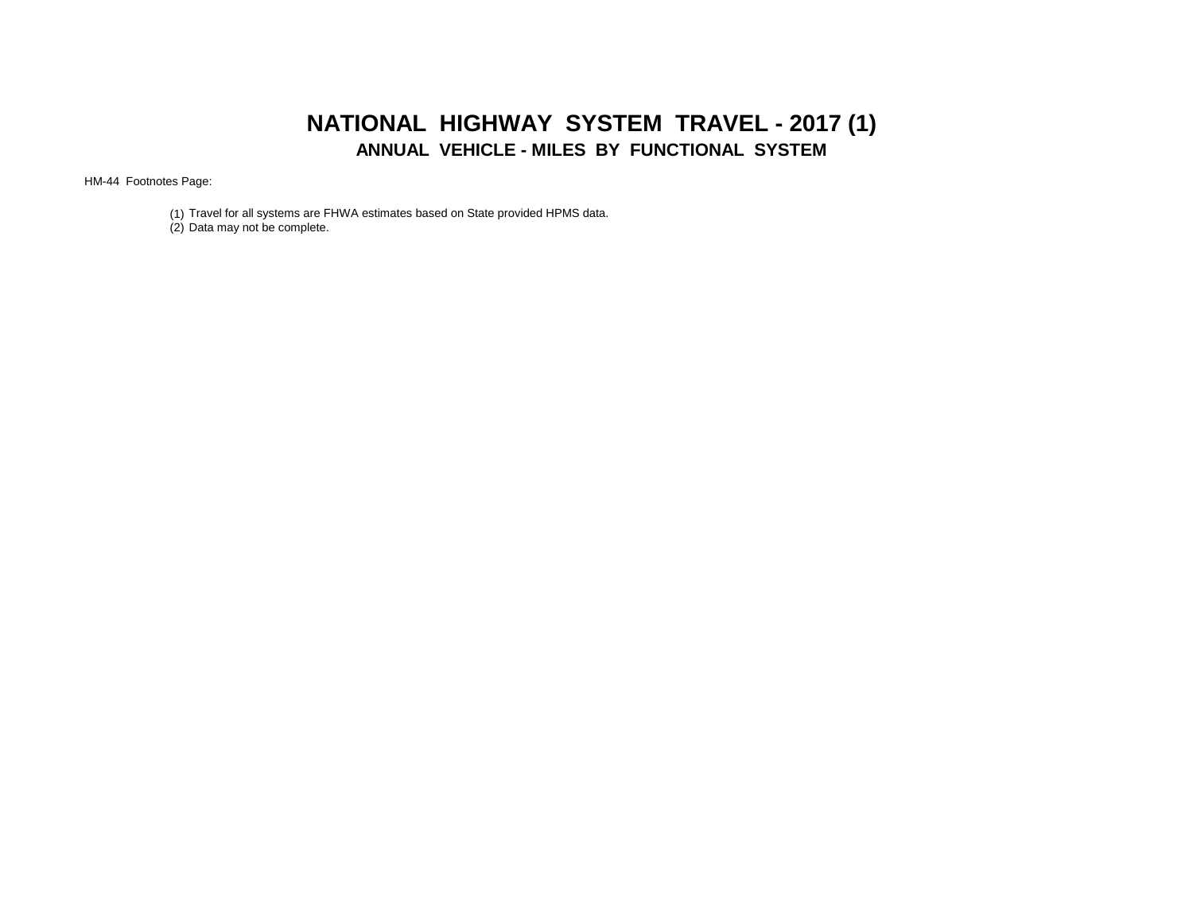# NATIONAL HIGHWAY SYSTEM TRAVEL - 2017 (1)

## ANNUAL VEHICLE - MILES BY FUNCTIONAL SYSTEM

HM-44 Footnotes Page:

(1) Travel for all systems are FHWA estimates based on State provided HPMS data.
(2) Data may not be complete.